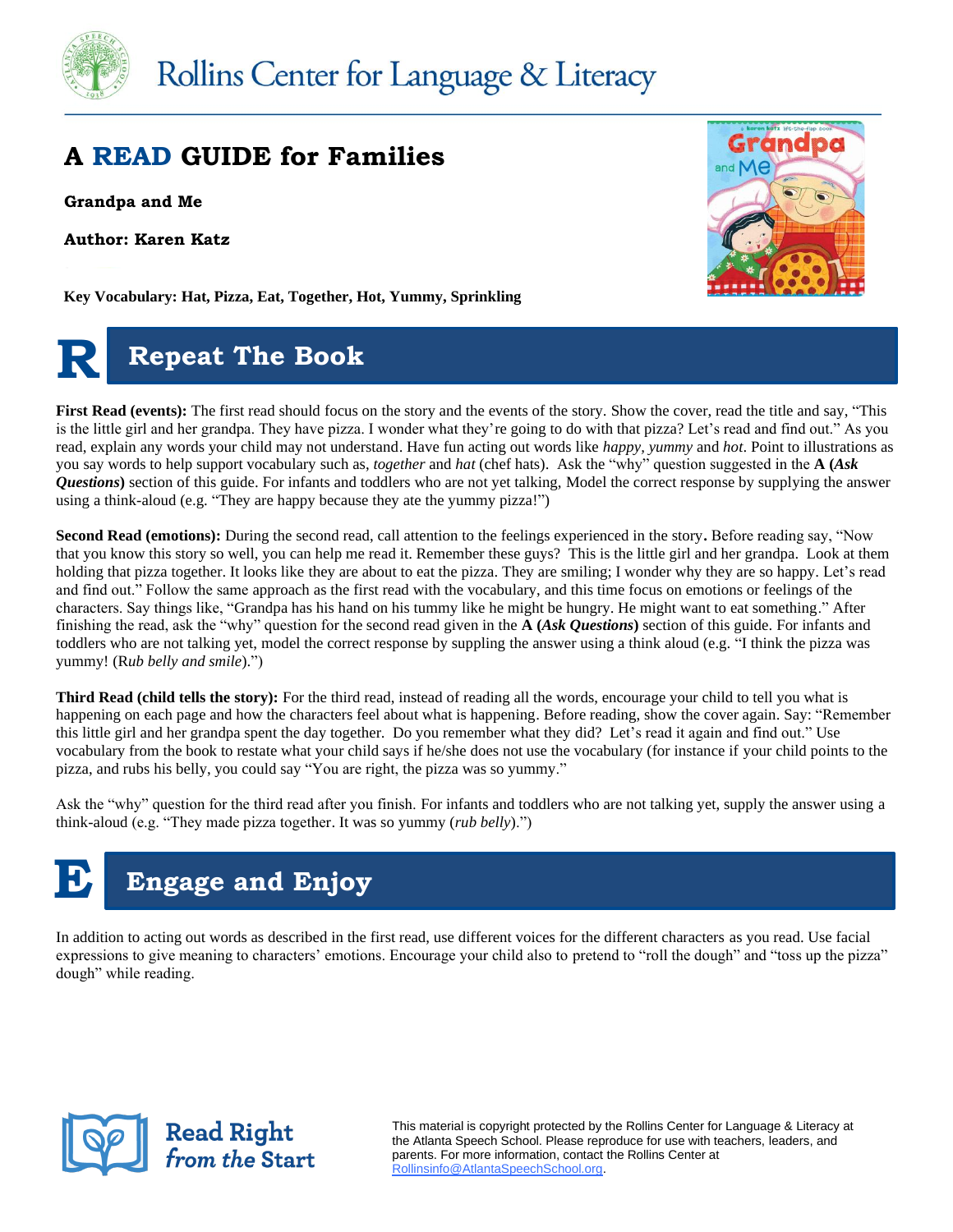Rollins Center for Language & Literacy

# A READ GUIDE for Families

**Grandpa and Me**

**Author: Karen Katz**

**Key Vocabulary: Hat, Pizza, Eat, Together, Hot, Yummy, Sprinkling**

## R Repeat The Book

**First Read (events):** The first read should focus on the story and the events of the story. Show the cover, read the title and say, "This is the little girl and her grandpa. They have pizza. I wonder what they're going to do with that pizza? Let's read and find out." As you read, explain any words your child may not understand. Have fun acting out words like *happy*, *yummy* and *hot*. Point to illustrations as you say words to help support vocabulary such as, *together* and *hat* (chef hats). Ask the "why" question suggested in the **A (*Ask Questions*)** section of this guide. For infants and toddlers who are not yet talking, Model the correct response by supplying the answer using a think-aloud (e.g. "They are happy because they ate the yummy pizza!")

**Second Read (emotions):** During the second read, call attention to the feelings experienced in the story**.** Before reading say, "Now that you know this story so well, you can help me read it. Remember these guys? This is the little girl and her grandpa. Look at them holding that pizza together. It looks like they are about to eat the pizza. They are smiling; I wonder why they are so happy. Let's read and find out." Follow the same approach as the first read with the vocabulary, and this time focus on emotions or feelings of the characters. Say things like, "Grandpa has his hand on his tummy like he might be hungry. He might want to eat something." After finishing the read, ask the "why" question for the second read given in the **A (*Ask Questions*)** section of this guide. For infants and toddlers who are not talking yet, model the correct response by suppling the answer using a think aloud (e.g. "I think the pizza was yummy! (R*ub belly and smile*).")

**Third Read (child tells the story):** For the third read, instead of reading all the words, encourage your child to tell you what is happening on each page and how the characters feel about what is happening. Before reading, show the cover again. Say: "Remember this little girl and her grandpa spent the day together. Do you remember what they did? Let's read it again and find out." Use vocabulary from the book to restate what your child says if he/she does not use the vocabulary (for instance if your child points to the pizza, and rubs his belly, you could say "You are right, the pizza was so yummy."

Ask the "why" question for the third read after you finish. For infants and toddlers who are not talking yet, supply the answer using a think-aloud (e.g. "They made pizza together. It was so yummy (*rub belly*).")

## E Engage and Enjoy

In addition to acting out words as described in the first read, use different voices for the different characters as you read. Use facial expressions to give meaning to characters' emotions. Encourage your child also to pretend to "roll the dough" and "toss up the pizza" dough" while reading.

Read Right from the Start

This material is copyright protected by the Rollins Center for Language & Literacy at the Atlanta Speech School. Please reproduce for use with teachers, leaders, and parents. For more information, contact the Rollins Center at Rollinsinfo@AtlantaSpeechSchool.org.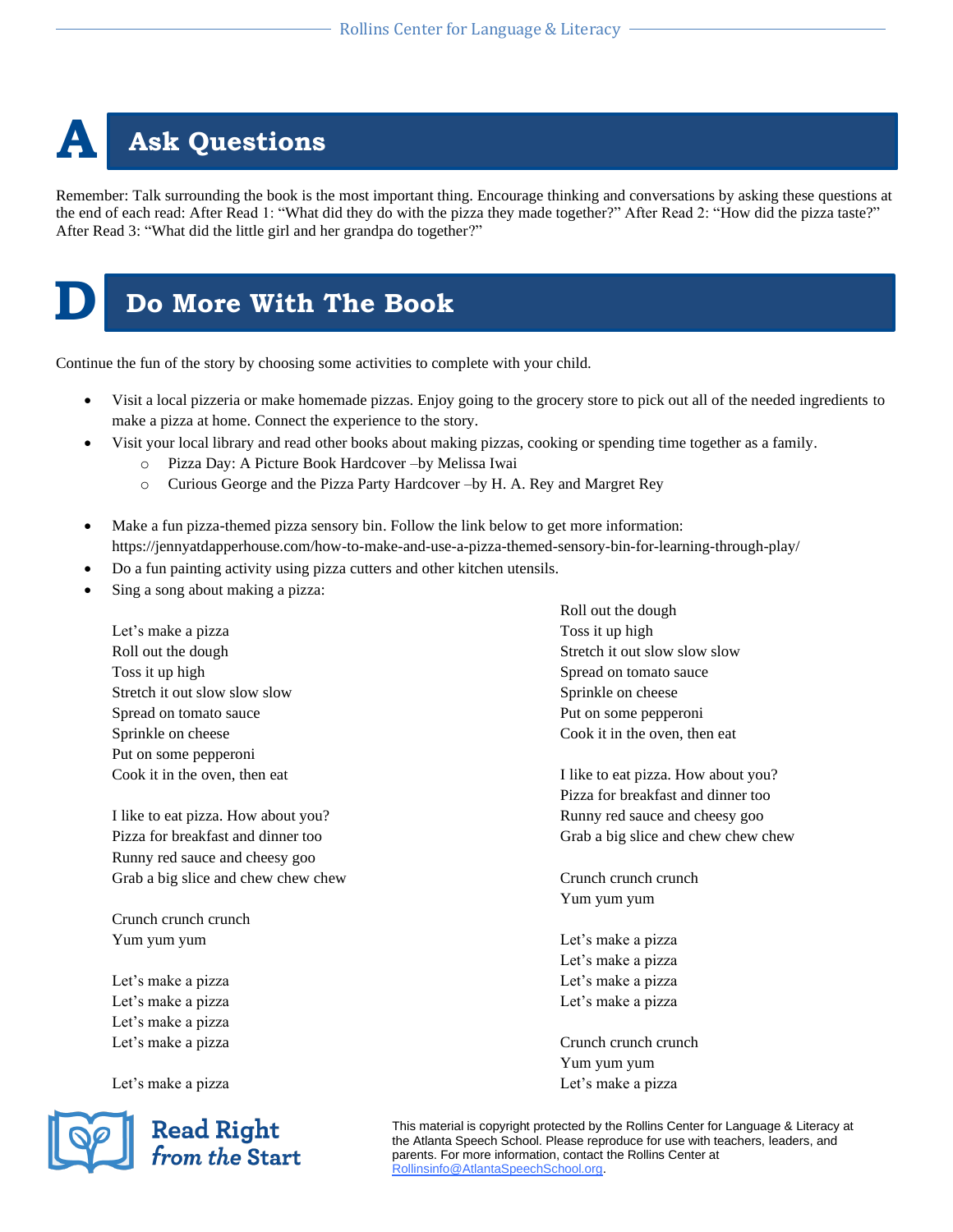# A Ask Questions

Remember: Talk surrounding the book is the most important thing. Encourage thinking and conversations by asking these questions at the end of each read: After Read 1: "What did they do with the pizza they made together?" After Read 2: "How did the pizza taste?" After Read 3: "What did the little girl and her grandpa do together?"

# D Do More With The Book

Continue the fun of the story by choosing some activities to complete with your child.

- Visit a local pizzeria or make homemade pizzas. Enjoy going to the grocery store to pick out all of the needed ingredients to make a pizza at home. Connect the experience to the story.
- Visit your local library and read other books about making pizzas, cooking or spending time together as a family.
  - Pizza Day: A Picture Book Hardcover –by Melissa Iwai
  - Curious George and the Pizza Party Hardcover –by H. A. Rey and Margret Rey
- Make a fun pizza-themed pizza sensory bin. Follow the link below to get more information: https://jennyatdapperhouse.com/how-to-make-and-use-a-pizza-themed-sensory-bin-for-learning-through-play/
- Do a fun painting activity using pizza cutters and other kitchen utensils.
- Sing a song about making a pizza:

Let's make a pizza
Roll out the dough
Toss it up high
Stretch it out slow slow slow
Spread on tomato sauce
Sprinkle on cheese
Put on some pepperoni
Cook it in the oven, then eat

I like to eat pizza. How about you?
Pizza for breakfast and dinner too
Runny red sauce and cheesy goo
Grab a big slice and chew chew chew

Crunch crunch crunch
Yum yum yum

Let's make a pizza
Let's make a pizza
Let's make a pizza
Let's make a pizza

Let's make a pizza
Roll out the dough
Toss it up high
Stretch it out slow slow slow
Spread on tomato sauce
Sprinkle on cheese
Put on some pepperoni
Cook it in the oven, then eat

I like to eat pizza. How about you?
Pizza for breakfast and dinner too
Runny red sauce and cheesy goo
Grab a big slice and chew chew chew

Crunch crunch crunch
Yum yum yum

Let's make a pizza
Let's make a pizza
Let's make a pizza
Let's make a pizza

Crunch crunch crunch
Yum yum yum
Let's make a pizza

Read Right from the Start

This material is copyright protected by the Rollins Center for Language & Literacy at the Atlanta Speech School. Please reproduce for use with teachers, leaders, and parents. For more information, contact the Rollins Center at Rollinsinfo@AtlantaSpeechSchool.org.